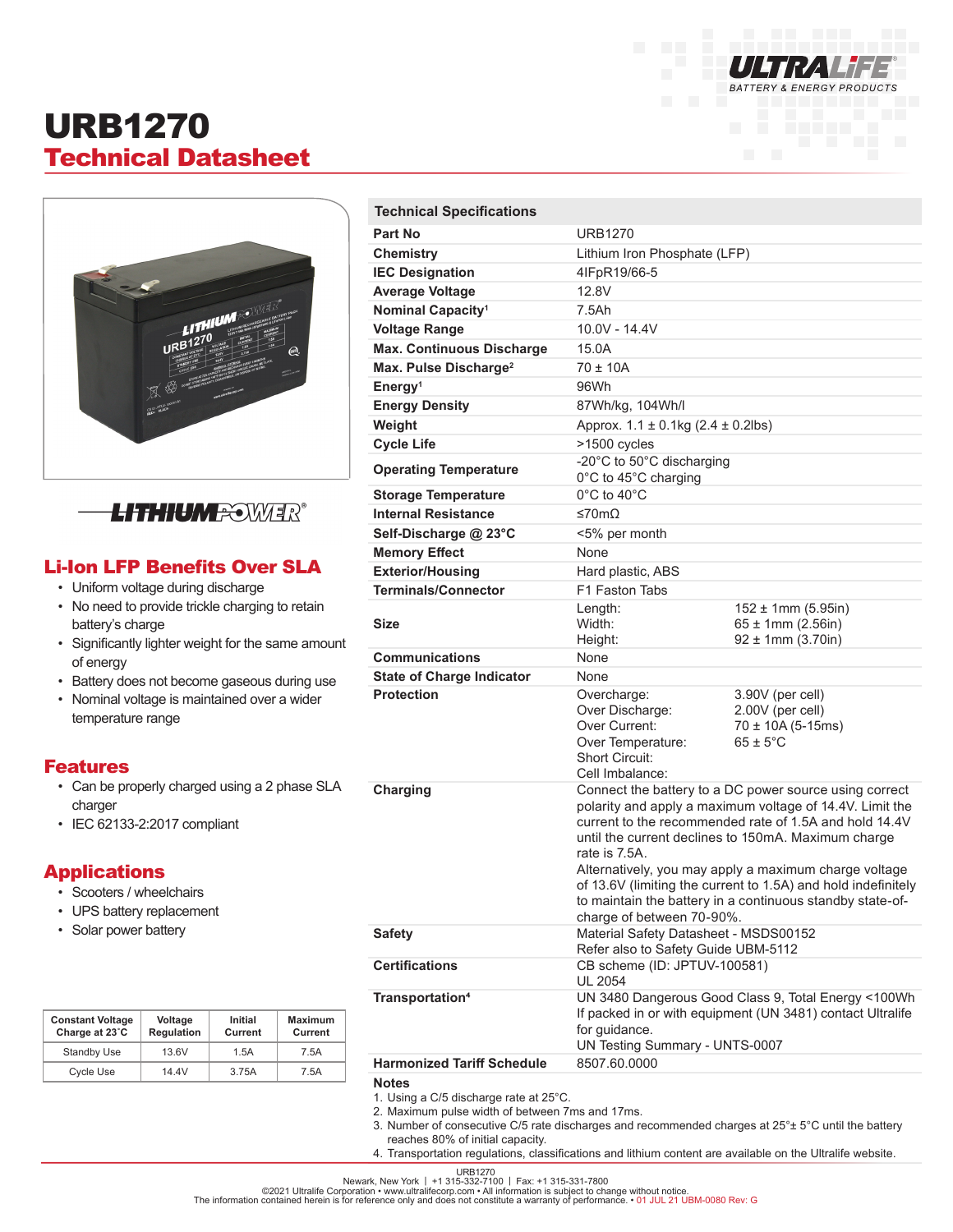# URB1270

## Technical Datasheet

## Li-Ion LFP Benefits Over SLA

- Uniform voltage during discharge
- No need to provide trickle charging to retain battery's charge
- Significantly lighter weight for the same amount of energy
- Battery does not become gaseous during use
- Nominal voltage is maintained over a wider temperature range

## Features

- Can be properly charged using a 2 phase SLA charger
- IEC 62133-2:2017 compliant

## Applications

- Scooters / wheelchairs
- UPS battery replacement
- Solar power battery

| Constant Voltage Charge at 23˚C | Voltage Regulation | Initial Current | Maximum Current |
|---|---|---|---|
| Standby Use | 13.6V | 1.5A | 7.5A |
| Cycle Use | 14.4V | 3.75A | 7.5A |

## Technical Specifications

| | | |
|---|---|---|
| **Part No** | URB1270 | |
| **Chemistry** | Lithium Iron Phosphate (LFP) | |
| **IEC Designation** | 4IFpR19/66-5 | |
| **Average Voltage** | 12.8V | |
| **Nominal Capacity**[1] | 7.5Ah | |
| **Voltage Range** | 10.0V - 14.4V | |
| **Max. Continuous Discharge** | 15.0A | |
| **Max. Pulse Discharge**[2] | 70 ± 10A | |
| **Energy**[1] | 96Wh | |
| **Energy Density** | 87Wh/kg, 104Wh/l | |
| **Weight** | Approx. 1.1 ± 0.1kg (2.4 ± 0.2lbs) | |
| **Cycle Life** | >1500 cycles | |
| **Operating Temperature** | -20°C to 50°C discharging<br>0°C to 45°C charging | |
| **Storage Temperature** | 0°C to 40°C | |
| **Internal Resistance** | ≤70mΩ | |
| **Self-Discharge @ 23°C** | <5% per month | |
| **Memory Effect** | None | |
| **Exterior/Housing** | Hard plastic, ABS | |
| **Terminals/Connector** | F1 Faston Tabs | |
| **Size** | Length:<br>Width:<br>Height: | 152 ± 1mm (5.95in)<br>65 ± 1mm (2.56in)<br>92 ± 1mm (3.70in) |
| **Communications** | None | |
| **State of Charge Indicator** | None | |
| **Protection** | Overcharge:<br>Over Discharge:<br>Over Current:<br>Over Temperature:<br>Short Circuit:<br>Cell Imbalance: | 3.90V (per cell)<br>2.00V (per cell)<br>70 ± 10A (5-15ms)<br>65 ± 5°C |
| **Charging** | Connect the battery to a DC power source using correct polarity and apply a maximum voltage of 14.4V. Limit the current to the recommended rate of 1.5A and hold 14.4V until the current declines to 150mA. Maximum charge rate is 7.5A.<br>Alternatively, you may apply a maximum charge voltage of 13.6V (limiting the current to 1.5A) and hold indefinitely to maintain the battery in a continuous standby state-of-charge of between 70-90%. | |
| **Safety** | Material Safety Datasheet - MSDS00152<br>Refer also to Safety Guide UBM-5112 | |
| **Certifications** | CB scheme (ID: JPTUV-100581)<br>UL 2054 | |
| **Transportation**[4] | UN 3480 Dangerous Good Class 9, Total Energy <100Wh<br>If packed in or with equipment (UN 3481) contact Ultralife for guidance.<br>UN Testing Summary - UNTS-0007 | |
| **Harmonized Tariff Schedule** | 8507.60.0000 | |

**Notes**

1. Using a C/5 discharge rate at 25°C.
2. Maximum pulse width of between 7ms and 17ms.
3. Number of consecutive C/5 rate discharges and recommended charges at 25°± 5°C until the battery reaches 80% of initial capacity.
4. Transportation regulations, classifications and lithium content are available on the Ultralife website.

URB1270
Newark, New York | +1 315-332-7100 | Fax: +1 315-331-7800
©2021 Ultralife Corporation • www.ultralifecorp.com • All information is subject to change without notice.
The information contained herein is for reference only and does not constitute a warranty of performance. • 01 JUL 21 UBM-0080 Rev: G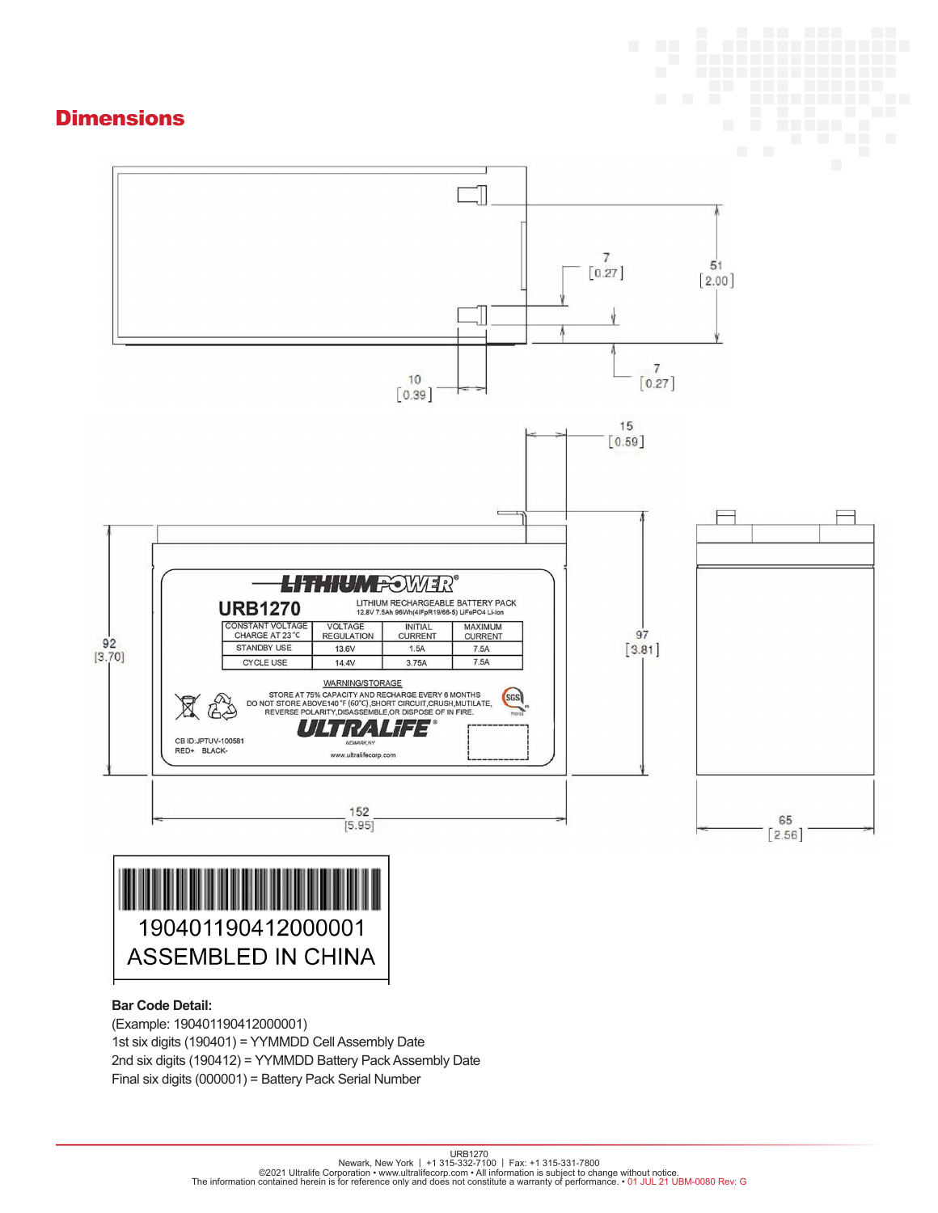## Dimensions

7
[0.27]

51
[2.00]

10
[0.39]

7
[0.27]

15
[0.59]

92
[3.70]

97
[3.81]

152
[5.95]

65
[2.56]

LITHIUMPOWER®

URB1270

LITHIUM RECHARGEABLE BATTERY PACK
12.8V 7.5Ah 96Wh(4IFpR19/66-5) LiFePO4 Li-ion

| CONSTANT VOLTAGE CHARGE AT 23°C | VOLTAGE REGULATION | INITIAL CURRENT | MAXIMUM CURRENT |
|---|---|---|---|
| STANDBY USE | 13.6V | 1.5A | 7.5A |
| CYCLE USE | 14.4V | 3.75A | 7.5A |

WARNING/STORAGE

STORE AT 75% CAPACITY AND RECHARGE EVERY 6 MONTHS
DO NOT STORE ABOVE 140°F (60°C), SHORT CIRCUIT, CRUSH, MUTILATE, REVERSE POLARITY, DISASSEMBLE, OR DISPOSE OF IN FIRE.

ULTRALIFE®
NEWARK, NY
www.ultralifecorp.com

CB ID:JPTUV-100581
RED+ BLACK-

190401190412000001
ASSEMBLED IN CHINA

**Bar Code Detail:**

(Example: 190401190412000001)
1st six digits (190401) = YYMMDD Cell Assembly Date
2nd six digits (190412) = YYMMDD Battery Pack Assembly Date
Final six digits (000001) = Battery Pack Serial Number

URB1270
Newark, New York | +1 315-332-7100 | Fax: +1 315-331-7800
©2021 Ultralife Corporation • www.ultralifecorp.com • All information is subject to change without notice.
The information contained herein is for reference only and does not constitute a warranty of performance. • 01 JUL 21 UBM-0080 Rev: G